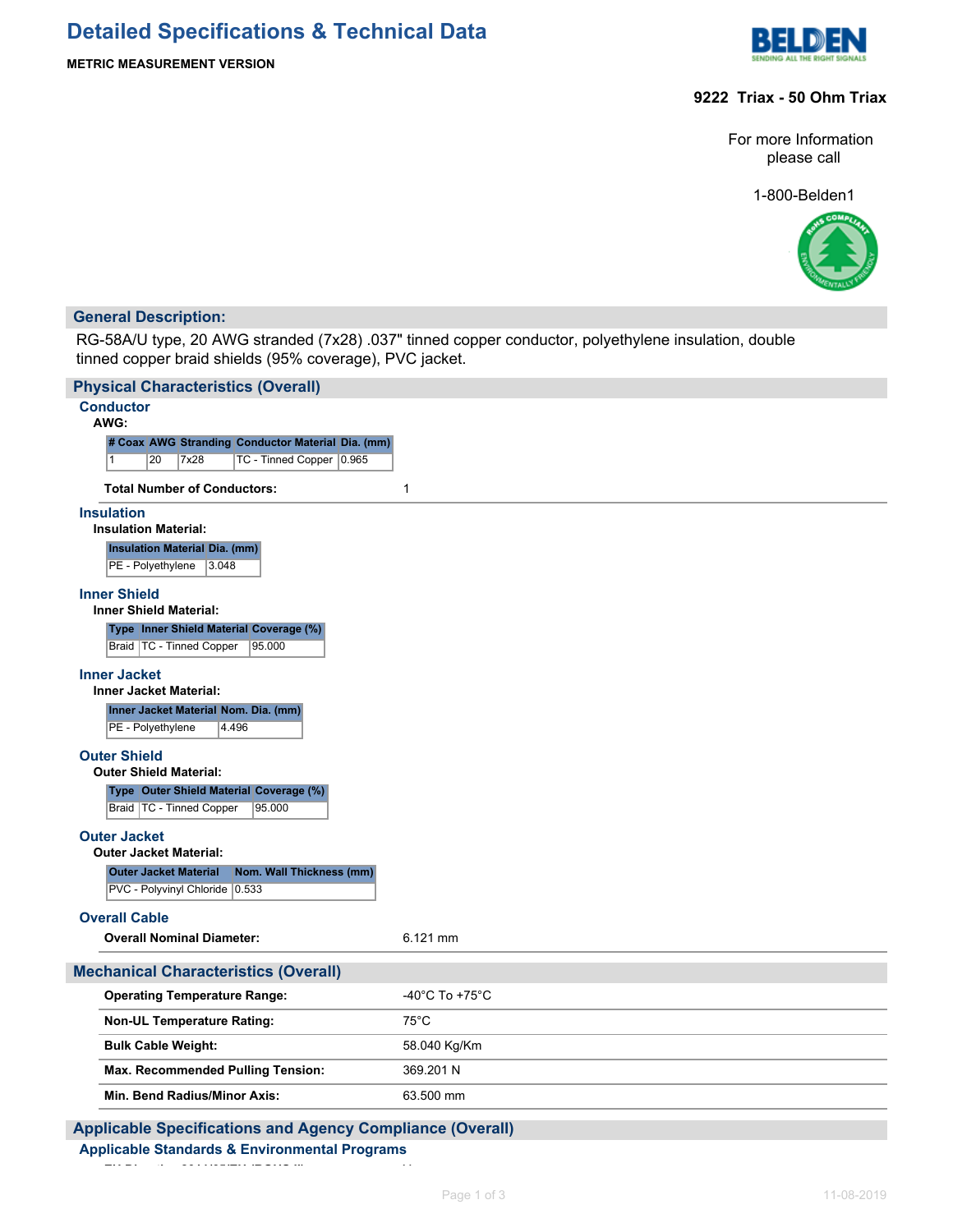# Detailed Specifications & Technical Data

**METRIC MEASUREMENT VERSION**

**9222 Triax - 50 Ohm Triax**

For more Information please call

1-800-Belden1

## General Description:

RG-58A/U type, 20 AWG stranded (7x28) .037" tinned copper conductor, polyethylene insulation, double tinned copper braid shields (95% coverage), PVC jacket.

## Physical Characteristics (Overall)

### Conductor

**AWG:**

| # Coax | AWG | Stranding | Conductor Material | Dia. (mm) |
|---|---|---|---|---|
| 1 | 20 | 7x28 | TC - Tinned Copper | 0.965 |

**Total Number of Conductors:** 1

### Insulation

**Insulation Material:**

| Insulation Material | Dia. (mm) |
|---|---|
| PE - Polyethylene | 3.048 |

### Inner Shield

**Inner Shield Material:**

| Type | Inner Shield Material | Coverage (%) |
|---|---|---|
| Braid | TC - Tinned Copper | 95.000 |

### Inner Jacket

**Inner Jacket Material:**

| Inner Jacket Material | Nom. Dia. (mm) |
|---|---|
| PE - Polyethylene | 4.496 |

### Outer Shield

**Outer Shield Material:**

| Type | Outer Shield Material | Coverage (%) |
|---|---|---|
| Braid | TC - Tinned Copper | 95.000 |

### Outer Jacket

**Outer Jacket Material:**

| Outer Jacket Material | Nom. Wall Thickness (mm) |
|---|---|
| PVC - Polyvinyl Chloride | 0.533 |

### Overall Cable

**Overall Nominal Diameter:** 6.121 mm

## Mechanical Characteristics (Overall)

| | |
|---|---|
| **Operating Temperature Range:** | -40°C To +75°C |
| **Non-UL Temperature Rating:** | 75°C |
| **Bulk Cable Weight:** | 58.040 Kg/Km |
| **Max. Recommended Pulling Tension:** | 369.201 N |
| **Min. Bend Radius/Minor Axis:** | 63.500 mm |

## Applicable Specifications and Agency Compliance (Overall)

### Applicable Standards & Environmental Programs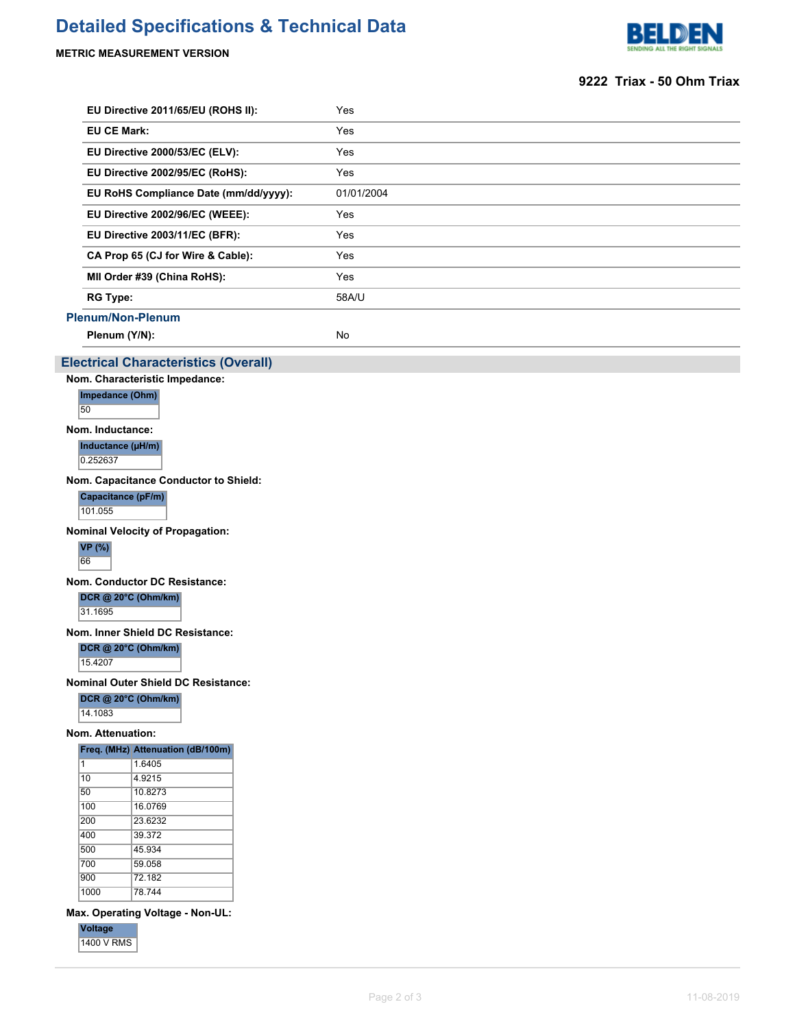# Detailed Specifications & Technical Data

**METRIC MEASUREMENT VERSION**

**9222 Triax - 50 Ohm Triax**

| | |
|---|---|
| **EU Directive 2011/65/EU (ROHS II):** | Yes |
| **EU CE Mark:** | Yes |
| **EU Directive 2000/53/EC (ELV):** | Yes |
| **EU Directive 2002/95/EC (RoHS):** | Yes |
| **EU RoHS Compliance Date (mm/dd/yyyy):** | 01/01/2004 |
| **EU Directive 2002/96/EC (WEEE):** | Yes |
| **EU Directive 2003/11/EC (BFR):** | Yes |
| **CA Prop 65 (CJ for Wire & Cable):** | Yes |
| **MII Order #39 (China RoHS):** | Yes |
| **RG Type:** | 58A/U |

### Plenum/Non-Plenum

| | |
|---|---|
| **Plenum (Y/N):** | No |

## Electrical Characteristics (Overall)

**Nom. Characteristic Impedance:**

| Impedance (Ohm) |
|---|
| 50 |

**Nom. Inductance:**

| Inductance (µH/m) |
|---|
| 0.252637 |

**Nom. Capacitance Conductor to Shield:**

| Capacitance (pF/m) |
|---|
| 101.055 |

**Nominal Velocity of Propagation:**

| VP (%) |
|---|
| 66 |

**Nom. Conductor DC Resistance:**

| DCR @ 20°C (Ohm/km) |
|---|
| 31.1695 |

**Nom. Inner Shield DC Resistance:**

| DCR @ 20°C (Ohm/km) |
|---|
| 15.4207 |

**Nominal Outer Shield DC Resistance:**

| DCR @ 20°C (Ohm/km) |
|---|
| 14.1083 |

**Nom. Attenuation:**

| Freq. (MHz) | Attenuation (dB/100m) |
|---|---|
| 1 | 1.6405 |
| 10 | 4.9215 |
| 50 | 10.8273 |
| 100 | 16.0769 |
| 200 | 23.6232 |
| 400 | 39.372 |
| 500 | 45.934 |
| 700 | 59.058 |
| 900 | 72.182 |
| 1000 | 78.744 |

**Max. Operating Voltage - Non-UL:**

| Voltage |
|---|
| 1400 V RMS |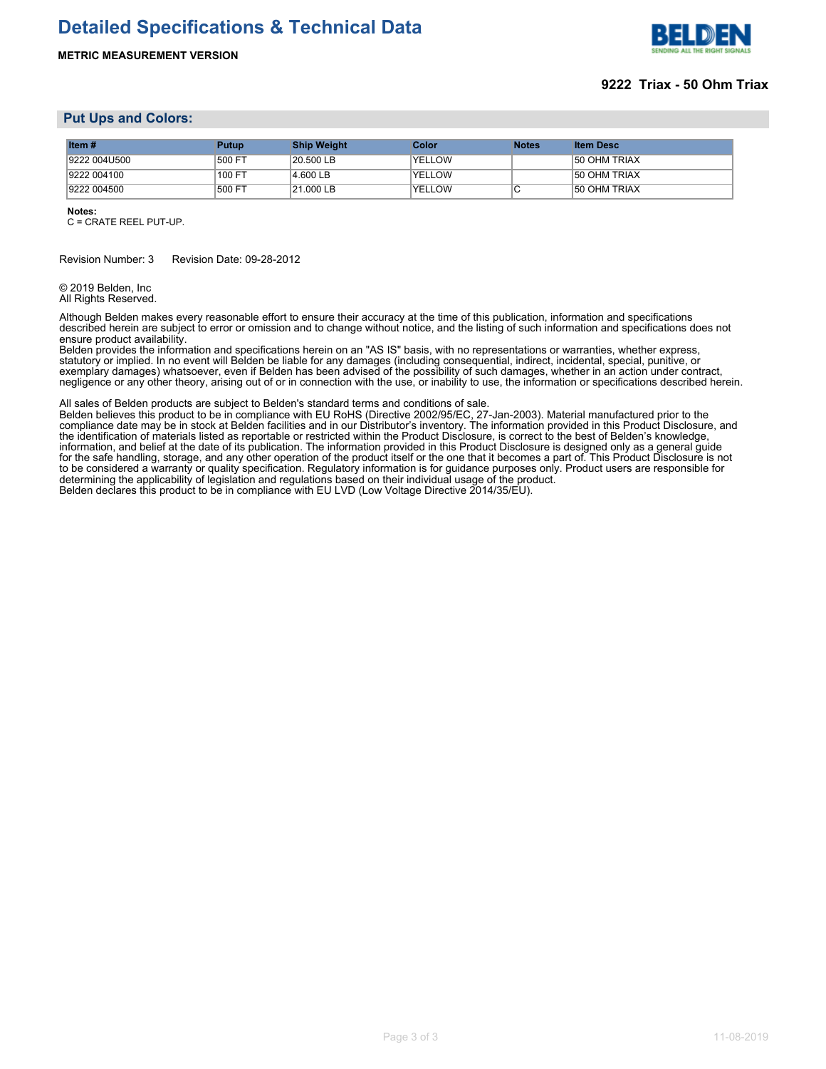## Put Ups and Colors:

| Item # | Putup | Ship Weight | Color | Notes | Item Desc |
|---|---|---|---|---|---|
| 9222 004U500 | 500 FT | 20.500 LB | YELLOW | | 50 OHM TRIAX |
| 9222 004100 | 100 FT | 4.600 LB | YELLOW | | 50 OHM TRIAX |
| 9222 004500 | 500 FT | 21.000 LB | YELLOW | C | 50 OHM TRIAX |

**Notes:**
C = CRATE REEL PUT-UP.

Revision Number: 3 Revision Date: 09-28-2012

© 2019 Belden, Inc
All Rights Reserved.

Although Belden makes every reasonable effort to ensure their accuracy at the time of this publication, information and specifications described herein are subject to error or omission and to change without notice, and the listing of such information and specifications does not ensure product availability.
Belden provides the information and specifications herein on an "AS IS" basis, with no representations or warranties, whether express, statutory or implied. In no event will Belden be liable for any damages (including consequential, indirect, incidental, special, punitive, or exemplary damages) whatsoever, even if Belden has been advised of the possibility of such damages, whether in an action under contract, negligence or any other theory, arising out of or in connection with the use, or inability to use, the information or specifications described herein.

All sales of Belden products are subject to Belden's standard terms and conditions of sale.
Belden believes this product to be in compliance with EU RoHS (Directive 2002/95/EC, 27-Jan-2003). Material manufactured prior to the compliance date may be in stock at Belden facilities and in our Distributor's inventory. The information provided in this Product Disclosure, and the identification of materials listed as reportable or restricted within the Product Disclosure, is correct to the best of Belden's knowledge, information, and belief at the date of its publication. The information provided in this Product Disclosure is designed only as a general guide for the safe handling, storage, and any other operation of the product itself or the one that it becomes a part of. This Product Disclosure is not to be considered a warranty or quality specification. Regulatory information is for guidance purposes only. Product users are responsible for determining the applicability of legislation and regulations based on their individual usage of the product.
Belden declares this product to be in compliance with EU LVD (Low Voltage Directive 2014/35/EU).